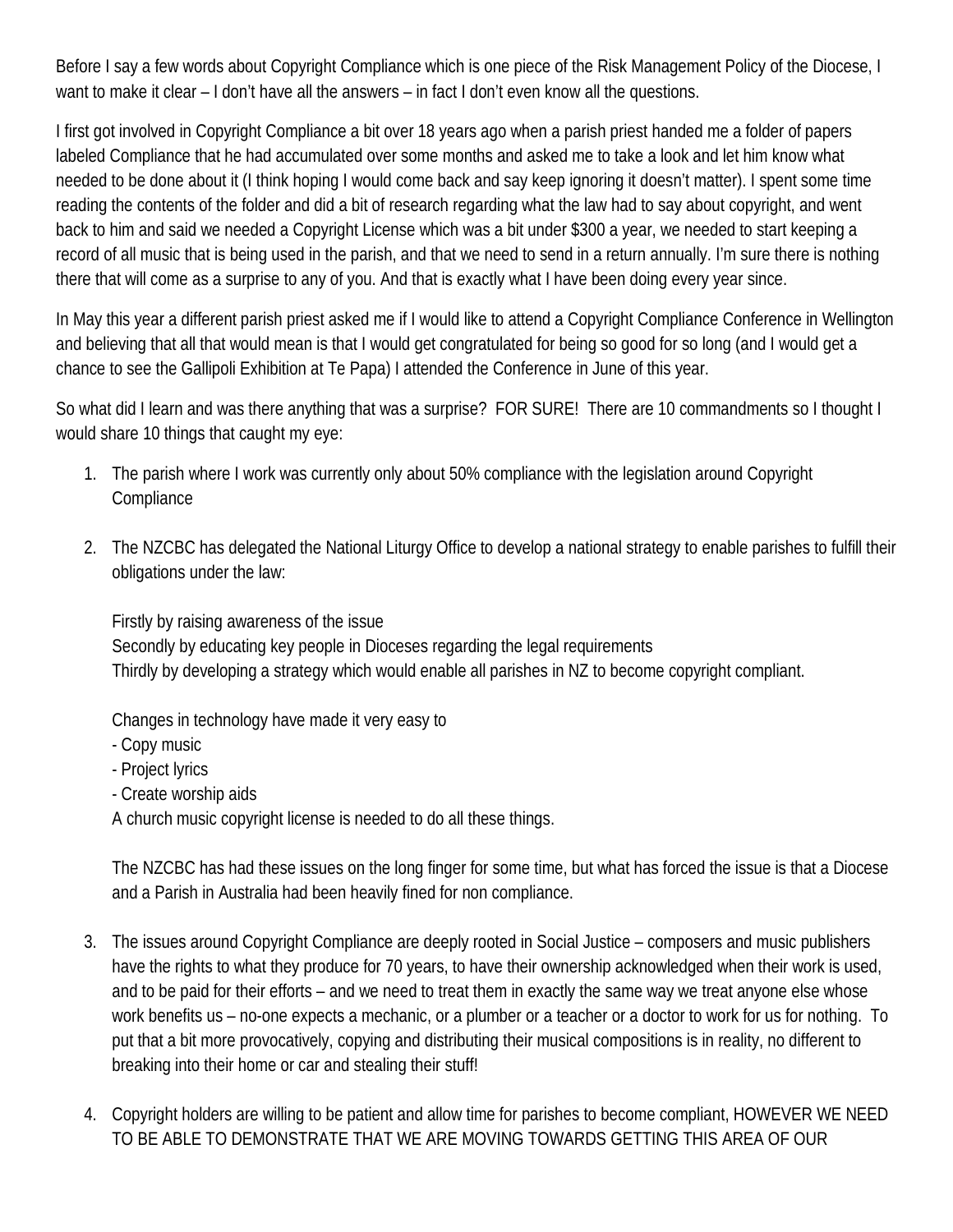Before I say a few words about Copyright Compliance which is one piece of the Risk Management Policy of the Diocese, I want to make it clear – I don't have all the answers – in fact I don't even know all the questions.

I first got involved in Copyright Compliance a bit over 18 years ago when a parish priest handed me a folder of papers labeled Compliance that he had accumulated over some months and asked me to take a look and let him know what needed to be done about it (I think hoping I would come back and say keep ignoring it doesn't matter). I spent some time reading the contents of the folder and did a bit of research regarding what the law had to say about copyright, and went back to him and said we needed a Copyright License which was a bit under $300 a year, we needed to start keeping a record of all music that is being used in the parish, and that we need to send in a return annually. I'm sure there is nothing there that will come as a surprise to any of you. And that is exactly what I have been doing every year since.

In May this year a different parish priest asked me if I would like to attend a Copyright Compliance Conference in Wellington and believing that all that would mean is that I would get congratulated for being so good for so long (and I would get a chance to see the Gallipoli Exhibition at Te Papa) I attended the Conference in June of this year.

So what did I learn and was there anything that was a surprise? FOR SURE! There are 10 commandments so I thought I would share 10 things that caught my eye:

1. The parish where I work was currently only about 50% compliance with the legislation around Copyright Compliance

2. The NZCBC has delegated the National Liturgy Office to develop a national strategy to enable parishes to fulfill their obligations under the law:

   Firstly by raising awareness of the issue
   Secondly by educating key people in Dioceses regarding the legal requirements
   Thirdly by developing a strategy which would enable all parishes in NZ to become copyright compliant.

   Changes in technology have made it very easy to
   - Copy music
   - Project lyrics
   - Create worship aids
   
   A church music copyright license is needed to do all these things.

   The NZCBC has had these issues on the long finger for some time, but what has forced the issue is that a Diocese and a Parish in Australia had been heavily fined for non compliance.

3. The issues around Copyright Compliance are deeply rooted in Social Justice – composers and music publishers have the rights to what they produce for 70 years, to have their ownership acknowledged when their work is used, and to be paid for their efforts – and we need to treat them in exactly the same way we treat anyone else whose work benefits us – no-one expects a mechanic, or a plumber or a teacher or a doctor to work for us for nothing. To put that a bit more provocatively, copying and distributing their musical compositions is in reality, no different to breaking into their home or car and stealing their stuff!

4. Copyright holders are willing to be patient and allow time for parishes to become compliant, HOWEVER WE NEED TO BE ABLE TO DEMONSTRATE THAT WE ARE MOVING TOWARDS GETTING THIS AREA OF OUR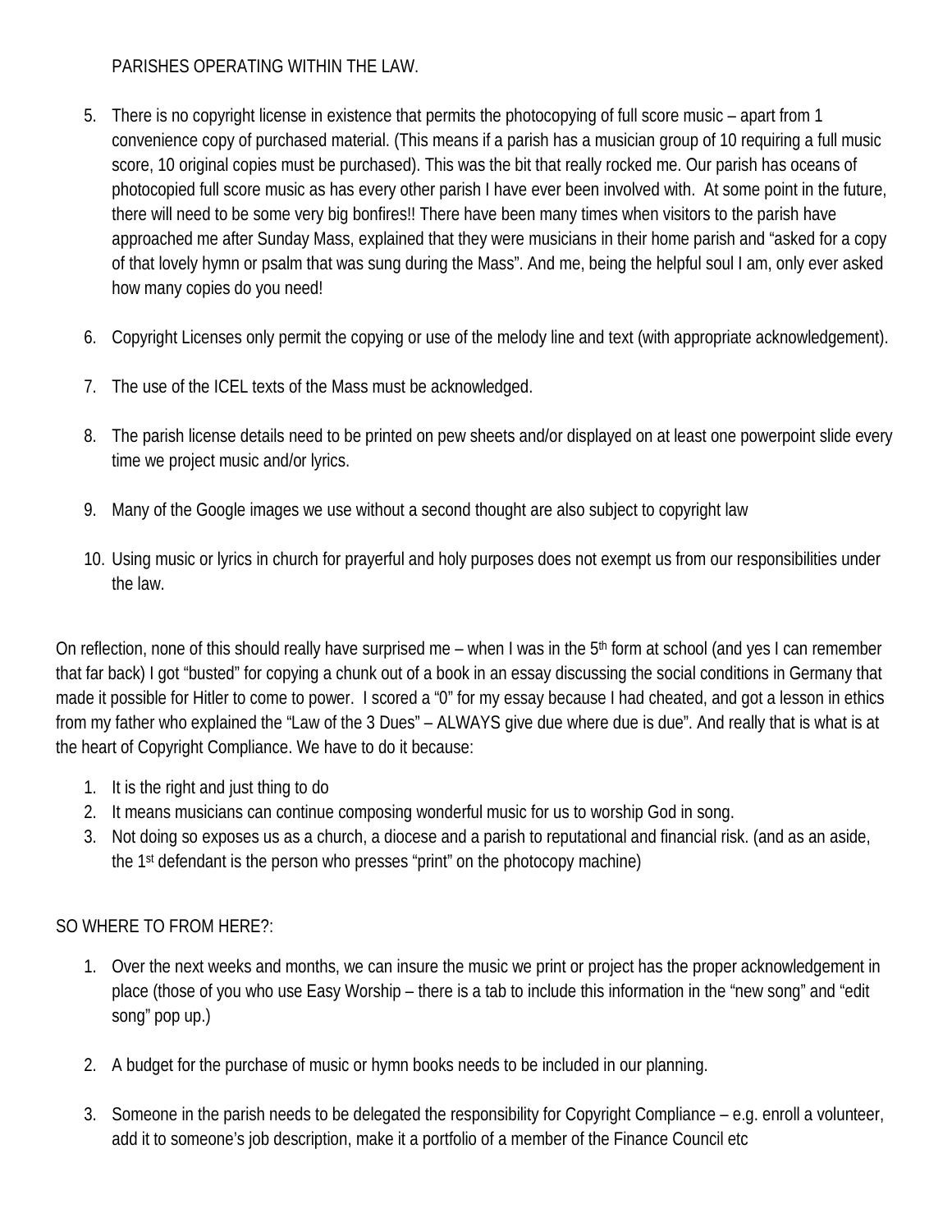PARISHES OPERATING WITHIN THE LAW.

5. There is no copyright license in existence that permits the photocopying of full score music – apart from 1 convenience copy of purchased material. (This means if a parish has a musician group of 10 requiring a full music score, 10 original copies must be purchased). This was the bit that really rocked me. Our parish has oceans of photocopied full score music as has every other parish I have ever been involved with. At some point in the future, there will need to be some very big bonfires!! There have been many times when visitors to the parish have approached me after Sunday Mass, explained that they were musicians in their home parish and "asked for a copy of that lovely hymn or psalm that was sung during the Mass". And me, being the helpful soul I am, only ever asked how many copies do you need!

6. Copyright Licenses only permit the copying or use of the melody line and text (with appropriate acknowledgement).

7. The use of the ICEL texts of the Mass must be acknowledged.

8. The parish license details need to be printed on pew sheets and/or displayed on at least one powerpoint slide every time we project music and/or lyrics.

9. Many of the Google images we use without a second thought are also subject to copyright law

10. Using music or lyrics in church for prayerful and holy purposes does not exempt us from our responsibilities under the law.

On reflection, none of this should really have surprised me – when I was in the 5th form at school (and yes I can remember that far back) I got "busted" for copying a chunk out of a book in an essay discussing the social conditions in Germany that made it possible for Hitler to come to power. I scored a "0" for my essay because I had cheated, and got a lesson in ethics from my father who explained the "Law of the 3 Dues" – ALWAYS give due where due is due". And really that is what is at the heart of Copyright Compliance. We have to do it because:

1. It is the right and just thing to do
2. It means musicians can continue composing wonderful music for us to worship God in song.
3. Not doing so exposes us as a church, a diocese and a parish to reputational and financial risk. (and as an aside, the 1st defendant is the person who presses "print" on the photocopy machine)

SO WHERE TO FROM HERE?:

1. Over the next weeks and months, we can insure the music we print or project has the proper acknowledgement in place (those of you who use Easy Worship – there is a tab to include this information in the "new song" and "edit song" pop up.)

2. A budget for the purchase of music or hymn books needs to be included in our planning.

3. Someone in the parish needs to be delegated the responsibility for Copyright Compliance – e.g. enroll a volunteer, add it to someone's job description, make it a portfolio of a member of the Finance Council etc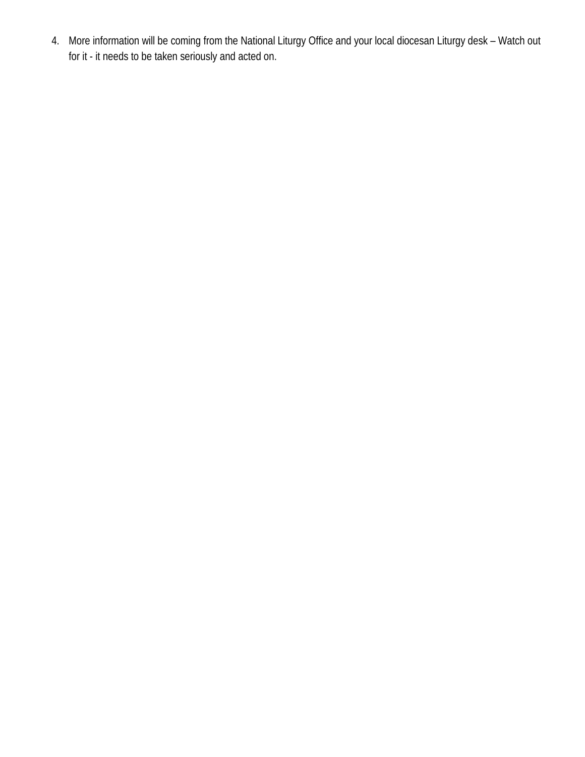4. More information will be coming from the National Liturgy Office and your local diocesan Liturgy desk – Watch out for it - it needs to be taken seriously and acted on.